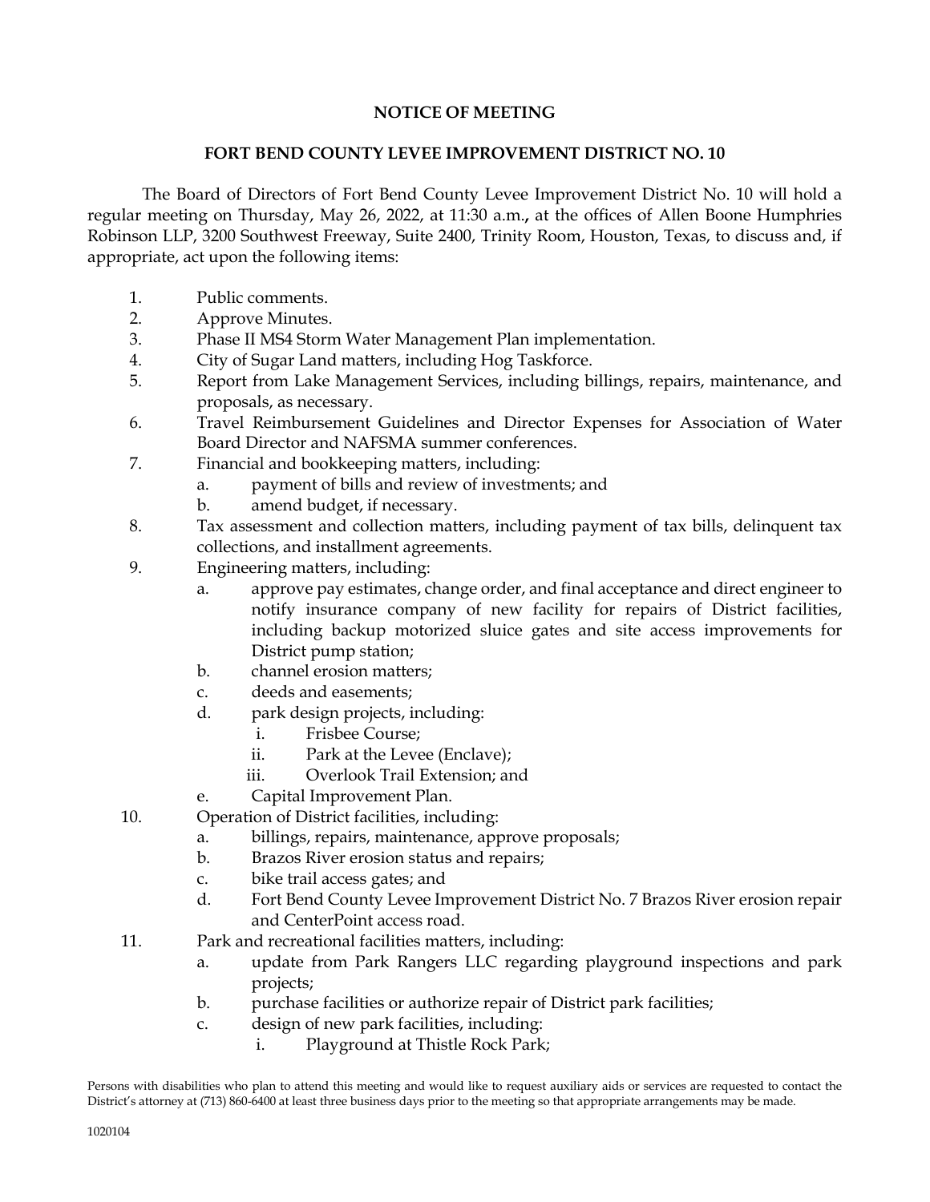**NOTICE OF MEETING**

**FORT BEND COUNTY LEVEE IMPROVEMENT DISTRICT NO. 10**

The Board of Directors of Fort Bend County Levee Improvement District No. 10 will hold a regular meeting on Thursday, May 26, 2022, at 11:30 a.m.**,** at the offices of Allen Boone Humphries Robinson LLP, 3200 Southwest Freeway, Suite 2400, Trinity Room, Houston, Texas, to discuss and, if appropriate, act upon the following items:

1. Public comments.
2. Approve Minutes.
3. Phase II MS4 Storm Water Management Plan implementation.
4. City of Sugar Land matters, including Hog Taskforce.
5. Report from Lake Management Services, including billings, repairs, maintenance, and proposals, as necessary.
6. Travel Reimbursement Guidelines and Director Expenses for Association of Water Board Director and NAFSMA summer conferences.
7. Financial and bookkeeping matters, including:
   - a. payment of bills and review of investments; and
   - b. amend budget, if necessary.
8. Tax assessment and collection matters, including payment of tax bills, delinquent tax collections, and installment agreements.
9. Engineering matters, including:
   - a. approve pay estimates, change order, and final acceptance and direct engineer to notify insurance company of new facility for repairs of District facilities, including backup motorized sluice gates and site access improvements for District pump station;
   - b. channel erosion matters;
   - c. deeds and easements;
   - d. park design projects, including:
     - i. Frisbee Course;
     - ii. Park at the Levee (Enclave);
     - iii. Overlook Trail Extension; and
   - e. Capital Improvement Plan.
10. Operation of District facilities, including:
    - a. billings, repairs, maintenance, approve proposals;
    - b. Brazos River erosion status and repairs;
    - c. bike trail access gates; and
    - d. Fort Bend County Levee Improvement District No. 7 Brazos River erosion repair and CenterPoint access road.
11. Park and recreational facilities matters, including:
    - a. update from Park Rangers LLC regarding playground inspections and park projects;
    - b. purchase facilities or authorize repair of District park facilities;
    - c. design of new park facilities, including:
      - i. Playground at Thistle Rock Park;

Persons with disabilities who plan to attend this meeting and would like to request auxiliary aids or services are requested to contact the District's attorney at (713) 860-6400 at least three business days prior to the meeting so that appropriate arrangements may be made.

1020104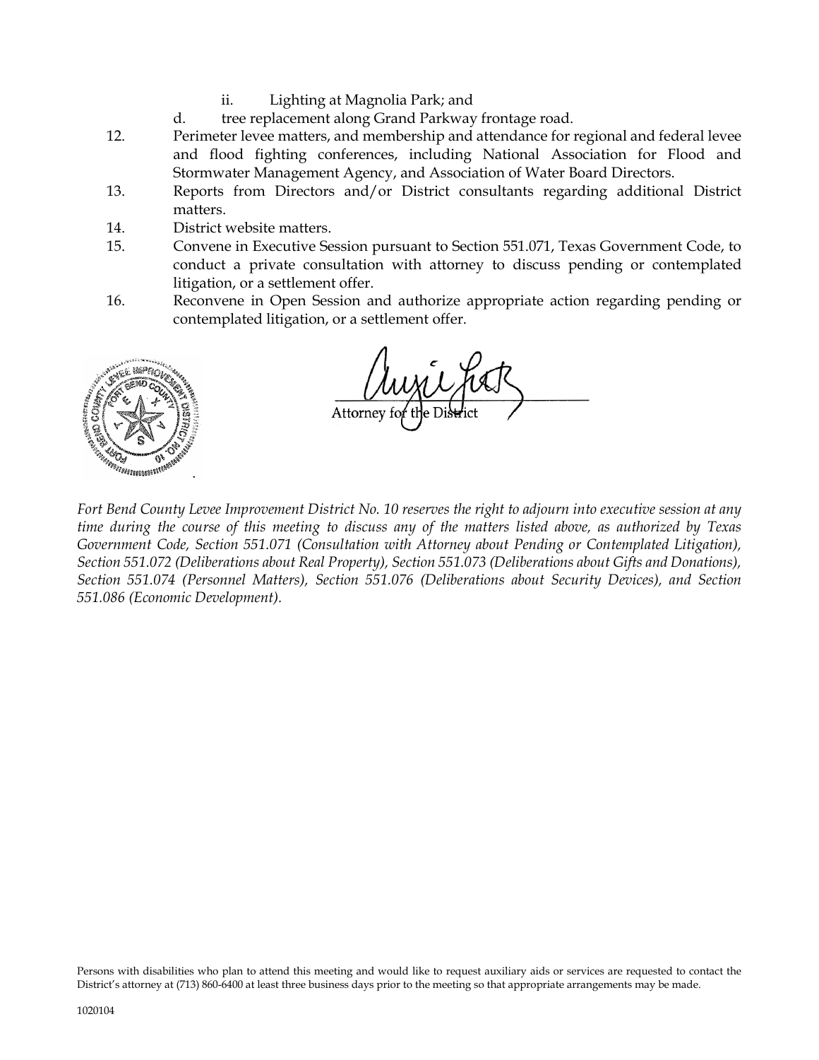ii. Lighting at Magnolia Park; and

d. tree replacement along Grand Parkway frontage road.

12. Perimeter levee matters, and membership and attendance for regional and federal levee and flood fighting conferences, including National Association for Flood and Stormwater Management Agency, and Association of Water Board Directors.
13. Reports from Directors and/or District consultants regarding additional District matters.
14. District website matters.
15. Convene in Executive Session pursuant to Section 551.071, Texas Government Code, to conduct a private consultation with attorney to discuss pending or contemplated litigation, or a settlement offer.
16. Reconvene in Open Session and authorize appropriate action regarding pending or contemplated litigation, or a settlement offer.

Attorney for the District

*Fort Bend County Levee Improvement District No. 10 reserves the right to adjourn into executive session at any time during the course of this meeting to discuss any of the matters listed above, as authorized by Texas Government Code, Section 551.071 (Consultation with Attorney about Pending or Contemplated Litigation), Section 551.072 (Deliberations about Real Property), Section 551.073 (Deliberations about Gifts and Donations), Section 551.074 (Personnel Matters), Section 551.076 (Deliberations about Security Devices), and Section 551.086 (Economic Development).*

Persons with disabilities who plan to attend this meeting and would like to request auxiliary aids or services are requested to contact the District's attorney at (713) 860-6400 at least three business days prior to the meeting so that appropriate arrangements may be made.

1020104